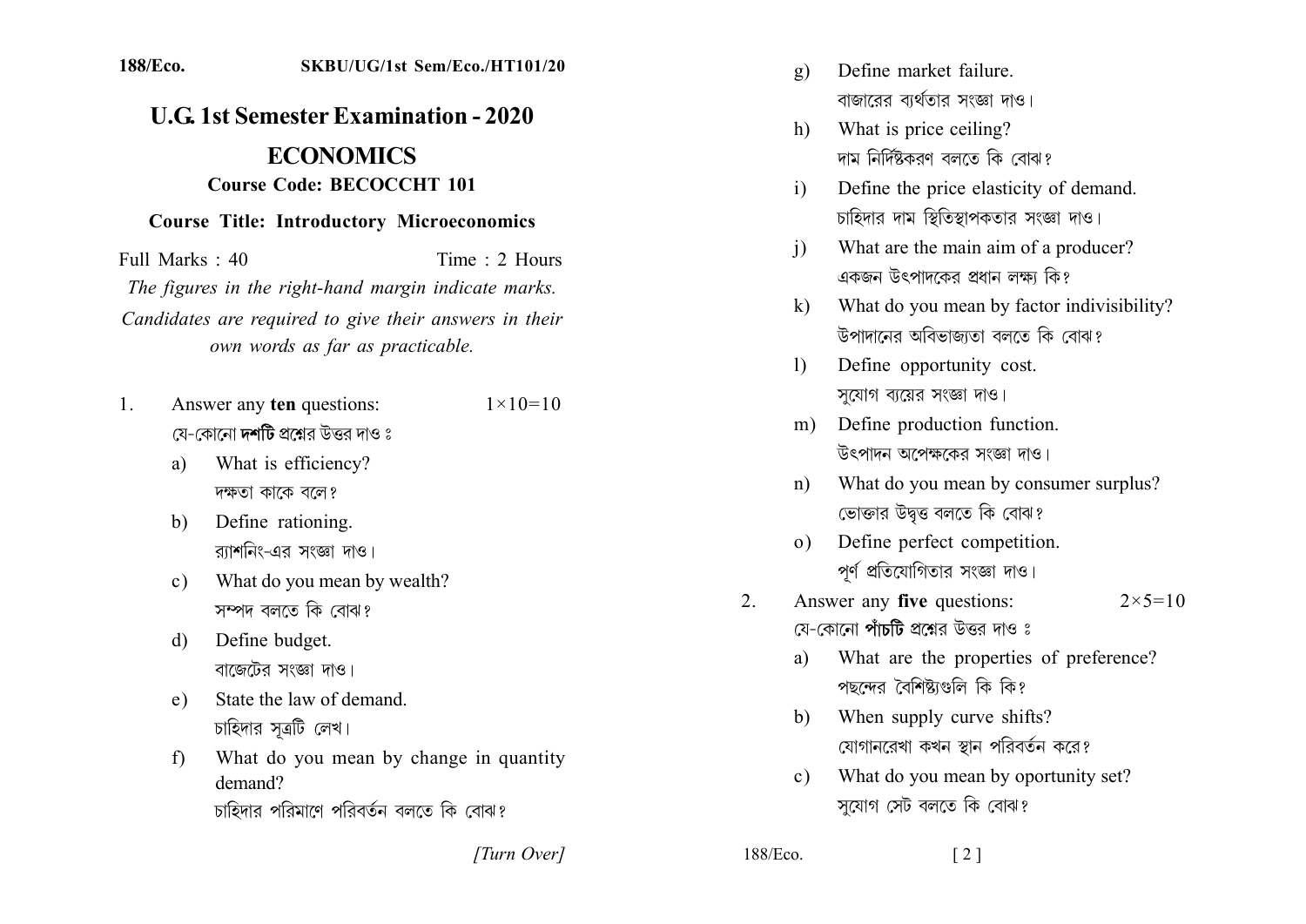# U.G. 1st Semester Examination - 2020

## ECONOMICS

**Course Code: BECOCCHT 101**

**Course Title: Introductory Microeconomics**

Full Marks : 40 Time : 2 Hours

*The figures in the right-hand margin indicate marks.*

*Candidates are required to give their answers in their own words as far as practicable.*

1. Answer any **ten** questions: $1 \times 10 = 10$

   যে-কোনো **দশটি** প্রশ্নের উত্তর দাও ঃ

   a) What is efficiency?
      দক্ষতা কাকে বলে?

   b) Define rationing.
      র‍্যাশনিং-এর সংজ্ঞা দাও।

   c) What do you mean by wealth?
      সম্পদ বলতে কি বোঝ?

   d) Define budget.
      বাজেটের সংজ্ঞা দাও।

   e) State the law of demand.
      চাহিদার সূত্রটি লেখ।

   f) What do you mean by change in quantity demand?
      চাহিদার পরিমাণে পরিবর্তন বলতে কি বোঝ?

   g) Define market failure.
      বাজারের ব্যর্থতার সংজ্ঞা দাও।

   h) What is price ceiling?
      দাম নির্দিষ্টকরণ বলতে কি বোঝ?

   i) Define the price elasticity of demand.
      চাহিদার দাম স্থিতিস্থাপকতার সংজ্ঞা দাও।

   j) What are the main aim of a producer?
      একজন উৎপাদকের প্রধান লক্ষ্য কি?

   k) What do you mean by factor indivisibility?
      উপাদানের অবিভাজ্যতা বলতে কি বোঝ?

   l) Define opportunity cost.
      সুযোগ ব্যয়ের সংজ্ঞা দাও।

   m) Define production function.
      উৎপাদন অপেক্ষকের সংজ্ঞা দাও।

   n) What do you mean by consumer surplus?
      ভোক্তার উদ্বৃত্ত বলতে কি বোঝ?

   o) Define perfect competition.
      পূর্ণ প্রতিযোগিতার সংজ্ঞা দাও।

2. Answer any **five** questions: $2 \times 5 = 10$

   যে-কোনো **পাঁচটি** প্রশ্নের উত্তর দাও ঃ

   a) What are the properties of preference?
      পছন্দের বৈশিষ্ট্যগুলি কি কি?

   b) When supply curve shifts?
      যোগানরেখা কখন স্থান পরিবর্তন করে?

   c) What do you mean by oportunity set?
      সুযোগ সেট বলতে কি বোঝ?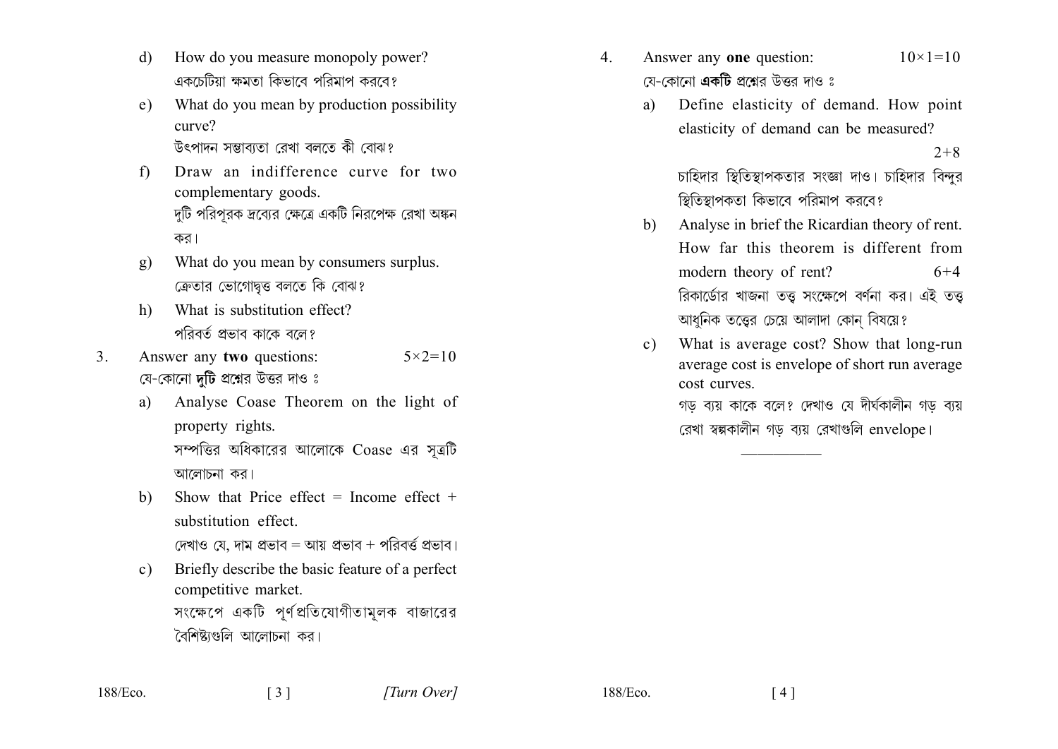d) How do you measure monopoly power?
একচেটিয়া ক্ষমতা কিভাবে পরিমাপ করবে?

e) What do you mean by production possibility curve?
উৎপাদন সম্ভাব্যতা রেখা বলতে কী বোঝ?

f) Draw an indifference curve for two complementary goods.
দুটি পরিপূরক দ্রব্যের ক্ষেত্রে একটি নিরপেক্ষ রেখা অঙ্কন কর।

g) What do you mean by consumers surplus.
ক্রেতার ভোগোদ্বৃত্ত বলতে কি বোঝ?

h) What is substitution effect?
পরিবর্ত প্রভাব কাকে বলে?

3. Answer any **two** questions: $5\times2=10$
যে-কোনো **দুটি** প্রশ্নের উত্তর দাও ঃ

a) Analyse Coase Theorem on the light of property rights.
সম্পত্তির অধিকারের আলোকে Coase এর সূত্রটি আলোচনা কর।

b) Show that Price effect = Income effect + substitution effect.
দেখাও যে, দাম প্রভাব = আয় প্রভাব + পরিবর্ত্ত প্রভাব।

c) Briefly describe the basic feature of a perfect competitive market.
সংক্ষেপে একটি পূর্ণপ্রতিযোগীতামূলক বাজারের বৈশিষ্ট্যগুলি আলোচনা কর।

4. Answer any **one** question: $10\times1=10$
যে-কোনো **একটি** প্রশ্নের উত্তর দাও ঃ

a) Define elasticity of demand. How point elasticity of demand can be measured? $2+8$
চাহিদার স্থিতিস্থাপকতার সংজ্ঞা দাও। চাহিদার বিন্দুর স্থিতিস্থাপকতা কিভাবে পরিমাপ করবে?

b) Analyse in brief the Ricardian theory of rent. How far this theorem is different from modern theory of rent? $6+4$
রিকার্ডোর খাজনা তত্ত্ব সংক্ষেপে বর্ণনা কর। এই তত্ত্ব আধুনিক তত্ত্বের চেয়ে আলাদা কোন্ বিষয়ে?

c) What is average cost? Show that long-run average cost is envelope of short run average cost curves.
গড় ব্যয় কাকে বলে? দেখাও যে দীর্ঘকালীন গড় ব্যয় রেখা স্বল্পকালীন গড় ব্যয় রেখাগুলি envelope।